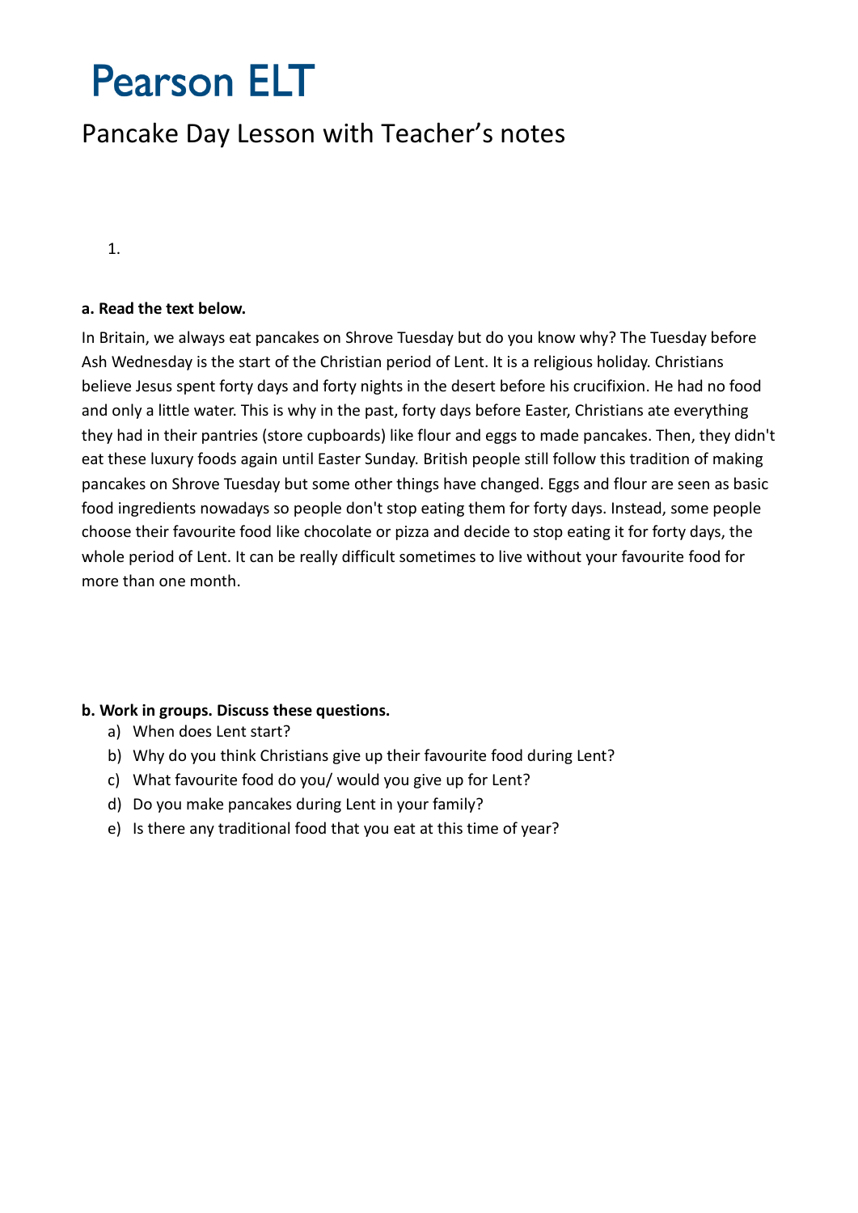# Pearson ELT

## Pancake Day Lesson with Teacher's notes

1.

**a. Read the text below.**

In Britain, we always eat pancakes on Shrove Tuesday but do you know why? The Tuesday before Ash Wednesday is the start of the Christian period of Lent. It is a religious holiday. Christians believe Jesus spent forty days and forty nights in the desert before his crucifixion. He had no food and only a little water. This is why in the past, forty days before Easter, Christians ate everything they had in their pantries (store cupboards) like flour and eggs to made pancakes. Then, they didn't eat these luxury foods again until Easter Sunday. British people still follow this tradition of making pancakes on Shrove Tuesday but some other things have changed. Eggs and flour are seen as basic food ingredients nowadays so people don't stop eating them for forty days. Instead, some people choose their favourite food like chocolate or pizza and decide to stop eating it for forty days, the whole period of Lent. It can be really difficult sometimes to live without your favourite food for more than one month.

**b. Work in groups. Discuss these questions.**

a) When does Lent start?
b) Why do you think Christians give up their favourite food during Lent?
c) What favourite food do you/ would you give up for Lent?
d) Do you make pancakes during Lent in your family?
e) Is there any traditional food that you eat at this time of year?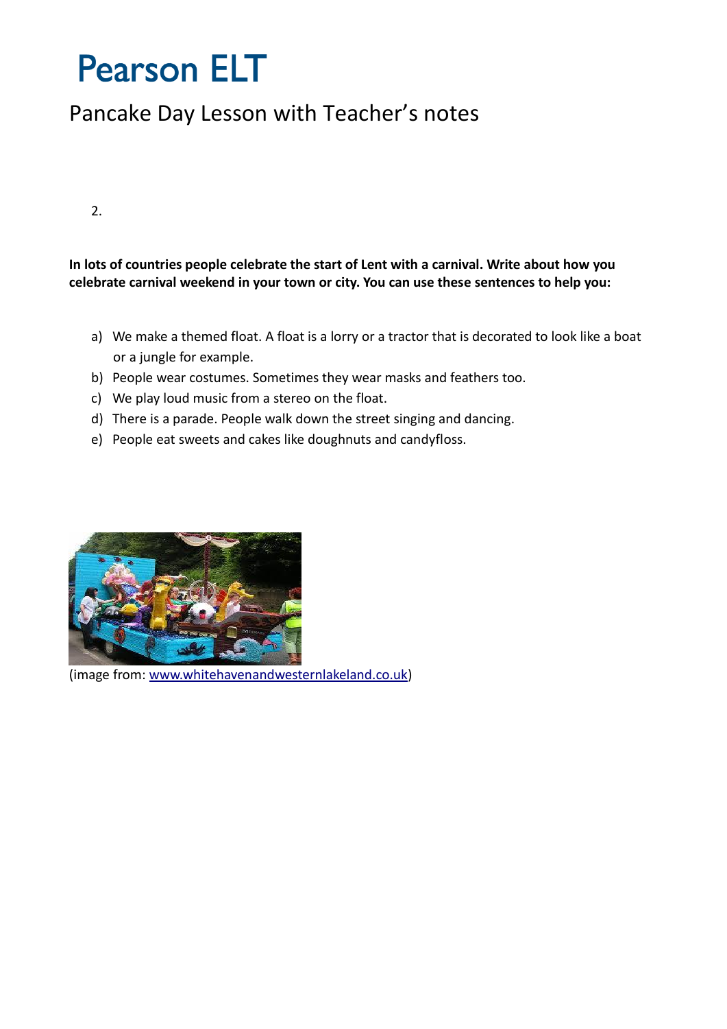2.

**In lots of countries people celebrate the start of Lent with a carnival. Write about how you celebrate carnival weekend in your town or city. You can use these sentences to help you:**

a) We make a themed float. A float is a lorry or a tractor that is decorated to look like a boat or a jungle for example.
b) People wear costumes. Sometimes they wear masks and feathers too.
c) We play loud music from a stereo on the float.
d) There is a parade. People walk down the street singing and dancing.
e) People eat sweets and cakes like doughnuts and candyfloss.

(image from: [www.whitehavenandwesternlakeland.co.uk](http://www.whitehavenandwesternlakeland.co.uk))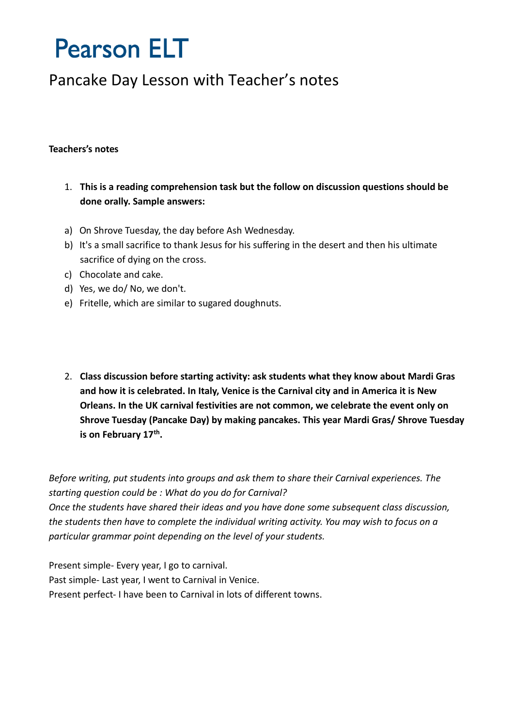# Pearson ELT

## Pancake Day Lesson with Teacher's notes

**Teachers's notes**

1. **This is a reading comprehension task but the follow on discussion questions should be done orally. Sample answers:**

a) On Shrove Tuesday, the day before Ash Wednesday.
b) It's a small sacrifice to thank Jesus for his suffering in the desert and then his ultimate sacrifice of dying on the cross.
c) Chocolate and cake.
d) Yes, we do/ No, we don't.
e) Fritelle, which are similar to sugared doughnuts.

2. **Class discussion before starting activity: ask students what they know about Mardi Gras and how it is celebrated. In Italy, Venice is the Carnival city and in America it is New Orleans. In the UK carnival festivities are not common, we celebrate the event only on Shrove Tuesday (Pancake Day) by making pancakes. This year Mardi Gras/ Shrove Tuesday is on February 17th.**

*Before writing, put students into groups and ask them to share their Carnival experiences. The starting question could be : What do you do for Carnival?*
*Once the students have shared their ideas and you have done some subsequent class discussion, the students then have to complete the individual writing activity. You may wish to focus on a particular grammar point depending on the level of your students.*

Present simple- Every year, I go to carnival.
Past simple- Last year, I went to Carnival in Venice.
Present perfect- I have been to Carnival in lots of different towns.